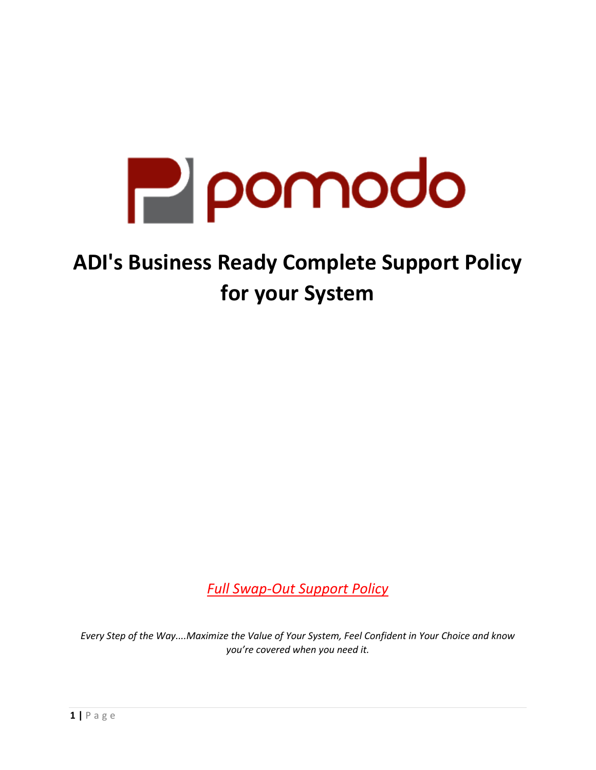pomodo

# ADI's Business Ready Complete Support Policy for your System

*Full Swap-Out Support Policy*

*Every Step of the Way....Maximize the Value of Your System, Feel Confident in Your Choice and know you're covered when you need it.*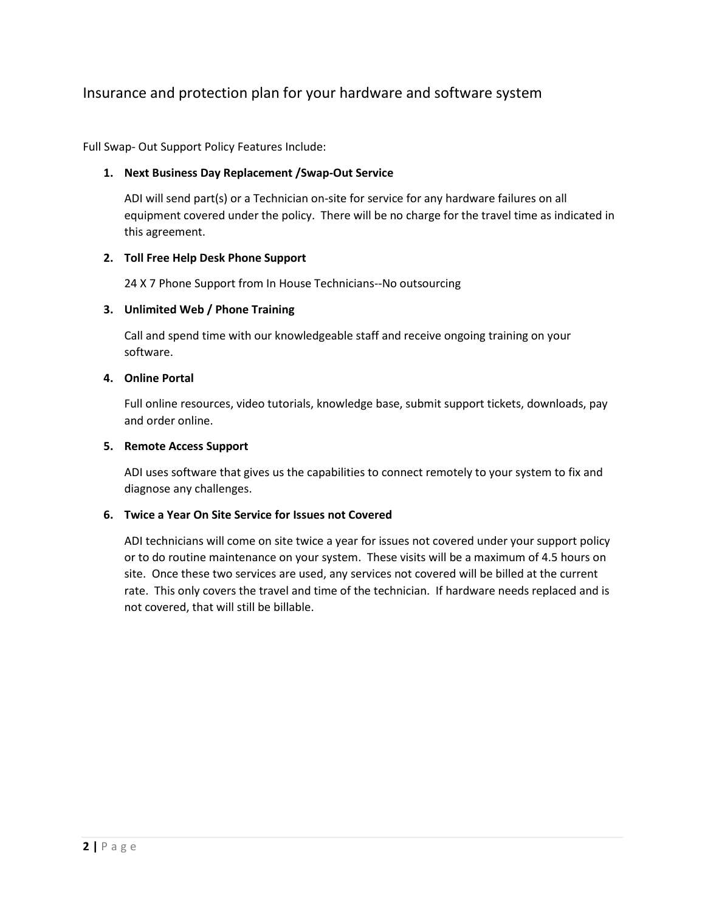## Insurance and protection plan for your hardware and software system

Full Swap- Out Support Policy Features Include:

1. **Next Business Day Replacement /Swap-Out Service**

   ADI will send part(s) or a Technician on-site for service for any hardware failures on all equipment covered under the policy. There will be no charge for the travel time as indicated in this agreement.

2. **Toll Free Help Desk Phone Support**

   24 X 7 Phone Support from In House Technicians--No outsourcing

3. **Unlimited Web / Phone Training**

   Call and spend time with our knowledgeable staff and receive ongoing training on your software.

4. **Online Portal**

   Full online resources, video tutorials, knowledge base, submit support tickets, downloads, pay and order online.

5. **Remote Access Support**

   ADI uses software that gives us the capabilities to connect remotely to your system to fix and diagnose any challenges.

6. **Twice a Year On Site Service for Issues not Covered**

   ADI technicians will come on site twice a year for issues not covered under your support policy or to do routine maintenance on your system. These visits will be a maximum of 4.5 hours on site. Once these two services are used, any services not covered will be billed at the current rate. This only covers the travel and time of the technician. If hardware needs replaced and is not covered, that will still be billable.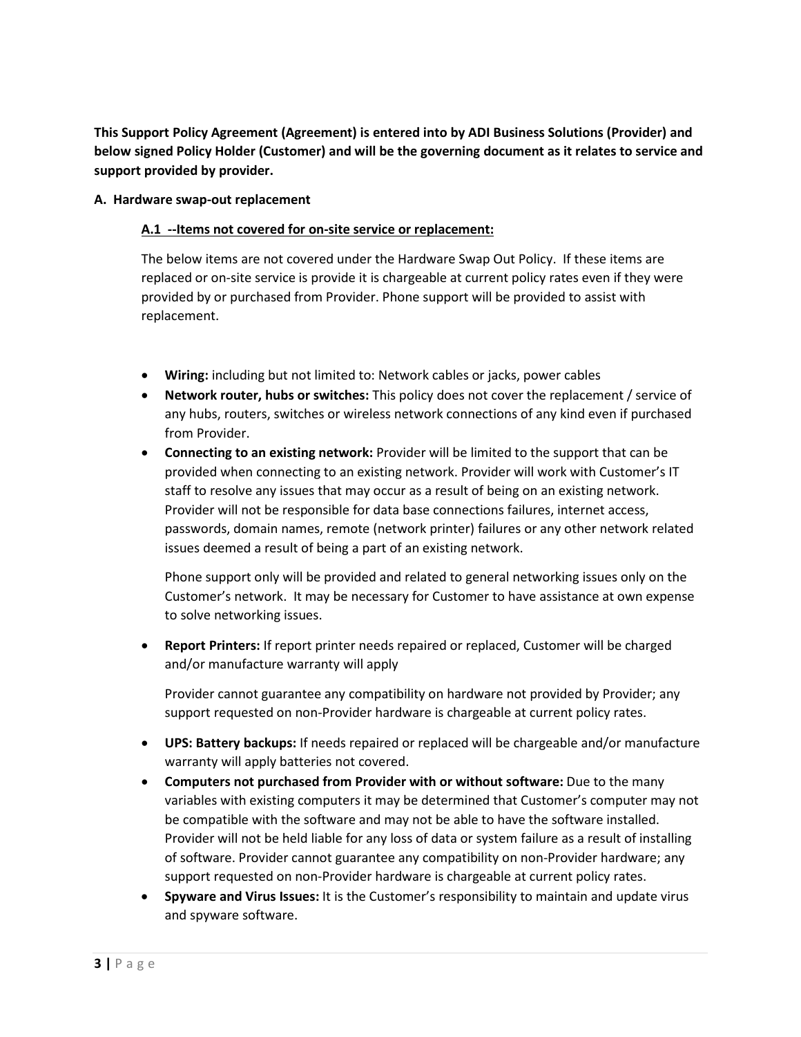**This Support Policy Agreement (Agreement) is entered into by ADI Business Solutions (Provider) and below signed Policy Holder (Customer) and will be the governing document as it relates to service and support provided by provider.**

## A. Hardware swap-out replacement

### A.1 --Items not covered for on-site service or replacement:

The below items are not covered under the Hardware Swap Out Policy. If these items are replaced or on-site service is provide it is chargeable at current policy rates even if they were provided by or purchased from Provider. Phone support will be provided to assist with replacement.

- **Wiring:** including but not limited to: Network cables or jacks, power cables
- **Network router, hubs or switches:** This policy does not cover the replacement / service of any hubs, routers, switches or wireless network connections of any kind even if purchased from Provider.
- **Connecting to an existing network:** Provider will be limited to the support that can be provided when connecting to an existing network. Provider will work with Customer's IT staff to resolve any issues that may occur as a result of being on an existing network. Provider will not be responsible for data base connections failures, internet access, passwords, domain names, remote (network printer) failures or any other network related issues deemed a result of being a part of an existing network.

  Phone support only will be provided and related to general networking issues only on the Customer's network. It may be necessary for Customer to have assistance at own expense to solve networking issues.

- **Report Printers:** If report printer needs repaired or replaced, Customer will be charged and/or manufacture warranty will apply

  Provider cannot guarantee any compatibility on hardware not provided by Provider; any support requested on non-Provider hardware is chargeable at current policy rates.

- **UPS: Battery backups:** If needs repaired or replaced will be chargeable and/or manufacture warranty will apply batteries not covered.
- **Computers not purchased from Provider with or without software:** Due to the many variables with existing computers it may be determined that Customer's computer may not be compatible with the software and may not be able to have the software installed. Provider will not be held liable for any loss of data or system failure as a result of installing of software. Provider cannot guarantee any compatibility on non-Provider hardware; any support requested on non-Provider hardware is chargeable at current policy rates.
- **Spyware and Virus Issues:** It is the Customer's responsibility to maintain and update virus and spyware software.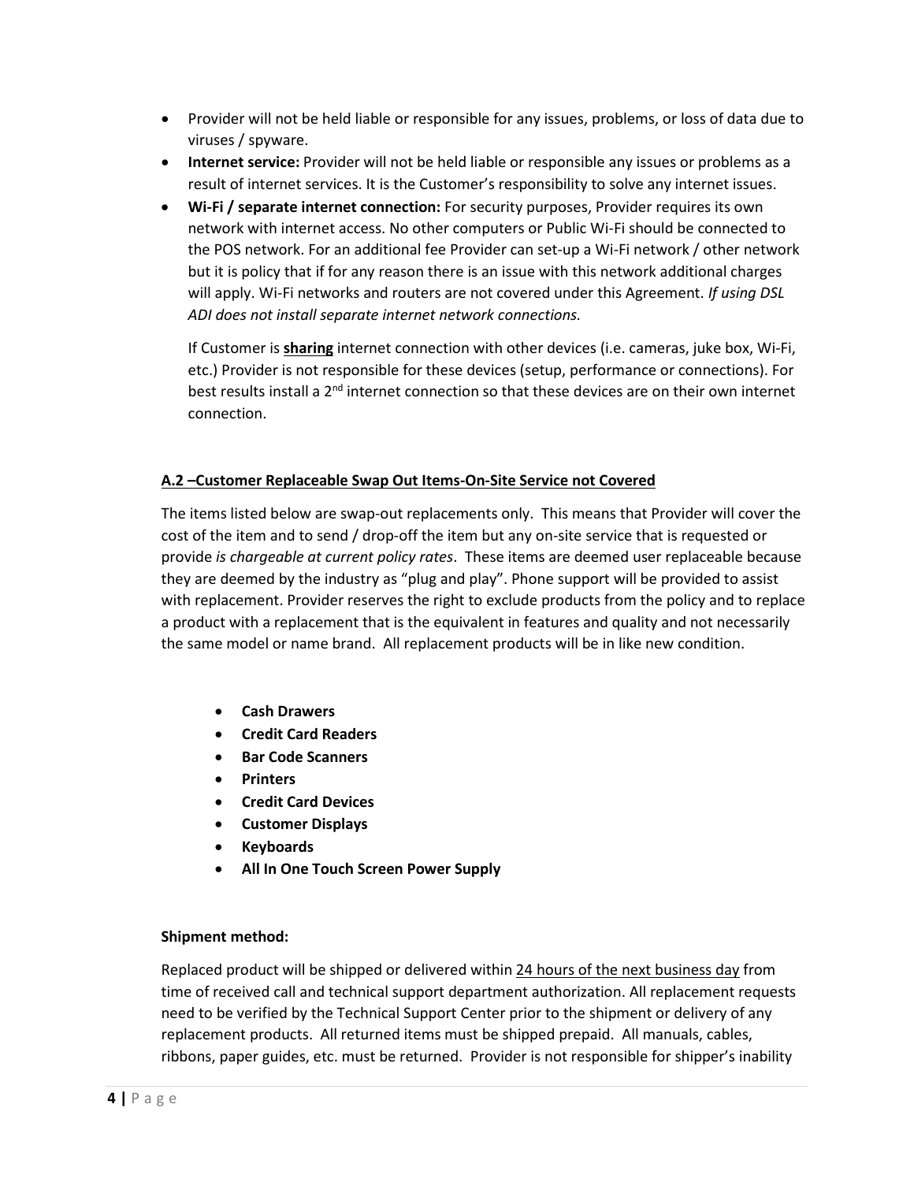- Provider will not be held liable or responsible for any issues, problems, or loss of data due to viruses / spyware.
- **Internet service:** Provider will not be held liable or responsible any issues or problems as a result of internet services. It is the Customer's responsibility to solve any internet issues.
- **Wi-Fi / separate internet connection:** For security purposes, Provider requires its own network with internet access. No other computers or Public Wi-Fi should be connected to the POS network. For an additional fee Provider can set-up a Wi-Fi network / other network but it is policy that if for any reason there is an issue with this network additional charges will apply. Wi-Fi networks and routers are not covered under this Agreement. *If using DSL ADI does not install separate internet network connections.*

  If Customer is **<u>sharing</u>** internet connection with other devices (i.e. cameras, juke box, Wi-Fi, etc.) Provider is not responsible for these devices (setup, performance or connections). For best results install a 2nd internet connection so that these devices are on their own internet connection.

### <u>A.2 –Customer Replaceable Swap Out Items-On-Site Service not Covered</u>

The items listed below are swap-out replacements only. This means that Provider will cover the cost of the item and to send / drop-off the item but any on-site service that is requested or provide *is chargeable at current policy rates*. These items are deemed user replaceable because they are deemed by the industry as "plug and play". Phone support will be provided to assist with replacement. Provider reserves the right to exclude products from the policy and to replace a product with a replacement that is the equivalent in features and quality and not necessarily the same model or name brand. All replacement products will be in like new condition.

- **Cash Drawers**
- **Credit Card Readers**
- **Bar Code Scanners**
- **Printers**
- **Credit Card Devices**
- **Customer Displays**
- **Keyboards**
- **All In One Touch Screen Power Supply**

**Shipment method:**

Replaced product will be shipped or delivered within <u>24 hours of the next business day</u> from time of received call and technical support department authorization. All replacement requests need to be verified by the Technical Support Center prior to the shipment or delivery of any replacement products. All returned items must be shipped prepaid. All manuals, cables, ribbons, paper guides, etc. must be returned. Provider is not responsible for shipper's inability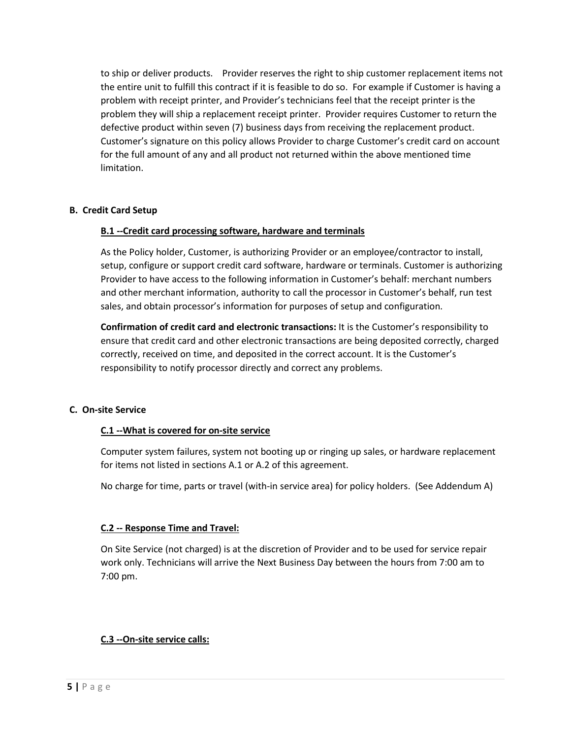to ship or deliver products.   Provider reserves the right to ship customer replacement items not the entire unit to fulfill this contract if it is feasible to do so.  For example if Customer is having a problem with receipt printer, and Provider's technicians feel that the receipt printer is the problem they will ship a replacement receipt printer.  Provider requires Customer to return the defective product within seven (7) business days from receiving the replacement product. Customer's signature on this policy allows Provider to charge Customer's credit card on account for the full amount of any and all product not returned within the above mentioned time limitation.

## B.  Credit Card Setup

### B.1 --Credit card processing software, hardware and terminals

As the Policy holder, Customer, is authorizing Provider or an employee/contractor to install, setup, configure or support credit card software, hardware or terminals. Customer is authorizing Provider to have access to the following information in Customer's behalf: merchant numbers and other merchant information, authority to call the processor in Customer's behalf, run test sales, and obtain processor's information for purposes of setup and configuration.

**Confirmation of credit card and electronic transactions:** It is the Customer's responsibility to ensure that credit card and other electronic transactions are being deposited correctly, charged correctly, received on time, and deposited in the correct account. It is the Customer's responsibility to notify processor directly and correct any problems.

## C.  On-site Service

### C.1 --What is covered for on-site service

Computer system failures, system not booting up or ringing up sales, or hardware replacement for items not listed in sections A.1 or A.2 of this agreement.

No charge for time, parts or travel (with-in service area) for policy holders.  (See Addendum A)

### C.2 -- Response Time and Travel:

On Site Service (not charged) is at the discretion of Provider and to be used for service repair work only. Technicians will arrive the Next Business Day between the hours from 7:00 am to 7:00 pm.

### C.3 --On-site service calls: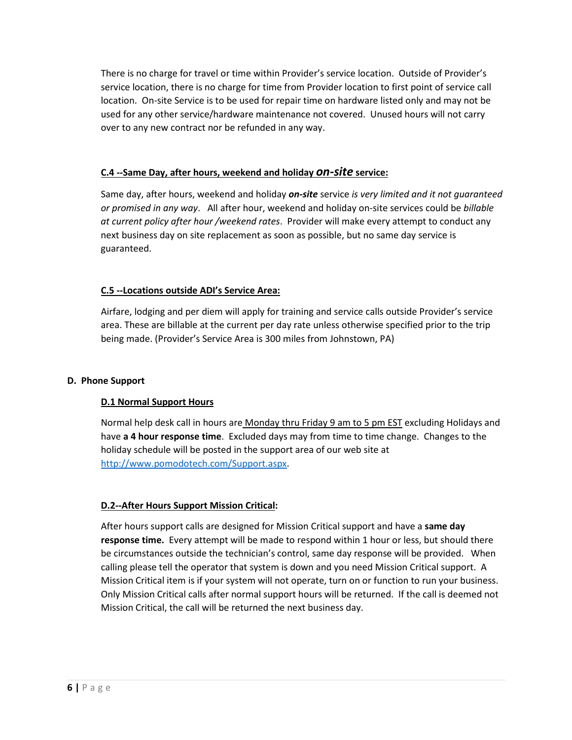There is no charge for travel or time within Provider's service location. Outside of Provider's service location, there is no charge for time from Provider location to first point of service call location. On-site Service is to be used for repair time on hardware listed only and may not be used for any other service/hardware maintenance not covered. Unused hours will not carry over to any new contract nor be refunded in any way.

### C.4 --Same Day, after hours, weekend and holiday ***on-site*** service:

Same day, after hours, weekend and holiday ***on-site*** service *is very limited and it not guaranteed or promised in any way*. All after hour, weekend and holiday on-site services could be *billable at current policy after hour /weekend rates*. Provider will make every attempt to conduct any next business day on site replacement as soon as possible, but no same day service is guaranteed.

### C.5 --Locations outside ADI's Service Area:

Airfare, lodging and per diem will apply for training and service calls outside Provider's service area. These are billable at the current per day rate unless otherwise specified prior to the trip being made. (Provider's Service Area is 300 miles from Johnstown, PA)

## D. Phone Support

### D.1 Normal Support Hours

Normal help desk call in hours are Monday thru Friday 9 am to 5 pm EST excluding Holidays and have **a 4 hour response time**. Excluded days may from time to time change. Changes to the holiday schedule will be posted in the support area of our web site at http://www.pomodotech.com/Support.aspx.

### D.2--After Hours Support Mission Critical:

After hours support calls are designed for Mission Critical support and have a **same day response time.** Every attempt will be made to respond within 1 hour or less, but should there be circumstances outside the technician's control, same day response will be provided. When calling please tell the operator that system is down and you need Mission Critical support. A Mission Critical item is if your system will not operate, turn on or function to run your business. Only Mission Critical calls after normal support hours will be returned. If the call is deemed not Mission Critical, the call will be returned the next business day.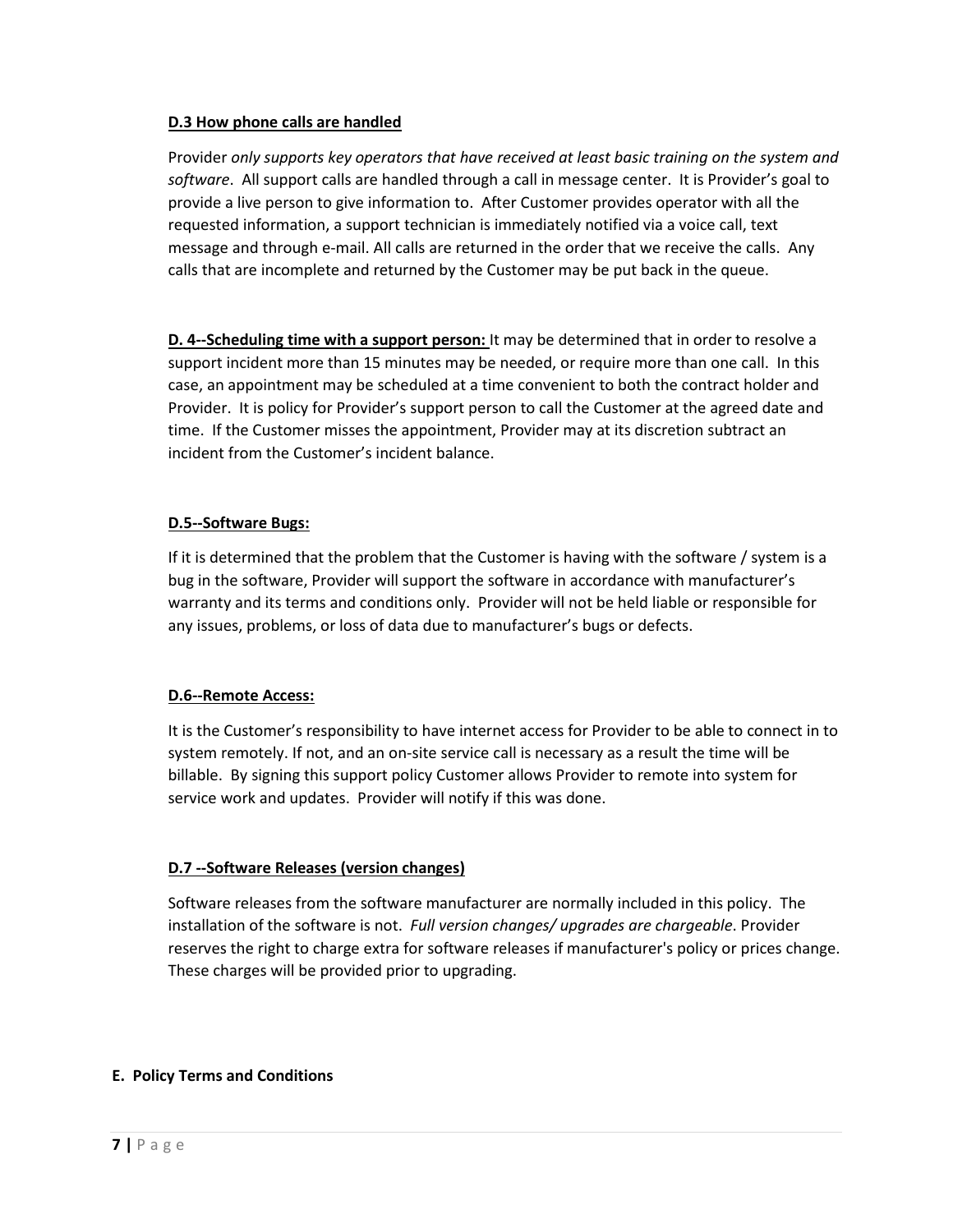#### D.3 How phone calls are handled

Provider *only supports key operators that have received at least basic training on the system and software*. All support calls are handled through a call in message center. It is Provider's goal to provide a live person to give information to. After Customer provides operator with all the requested information, a support technician is immediately notified via a voice call, text message and through e-mail. All calls are returned in the order that we receive the calls. Any calls that are incomplete and returned by the Customer may be put back in the queue.

**D. 4--Scheduling time with a support person:** It may be determined that in order to resolve a support incident more than 15 minutes may be needed, or require more than one call. In this case, an appointment may be scheduled at a time convenient to both the contract holder and Provider. It is policy for Provider's support person to call the Customer at the agreed date and time. If the Customer misses the appointment, Provider may at its discretion subtract an incident from the Customer's incident balance.

#### D.5--Software Bugs:

If it is determined that the problem that the Customer is having with the software / system is a bug in the software, Provider will support the software in accordance with manufacturer's warranty and its terms and conditions only. Provider will not be held liable or responsible for any issues, problems, or loss of data due to manufacturer's bugs or defects.

#### D.6--Remote Access:

It is the Customer's responsibility to have internet access for Provider to be able to connect in to system remotely. If not, and an on-site service call is necessary as a result the time will be billable. By signing this support policy Customer allows Provider to remote into system for service work and updates. Provider will notify if this was done.

#### D.7 --Software Releases (version changes)

Software releases from the software manufacturer are normally included in this policy. The installation of the software is not. *Full version changes/ upgrades are chargeable*. Provider reserves the right to charge extra for software releases if manufacturer's policy or prices change. These charges will be provided prior to upgrading.

## E. Policy Terms and Conditions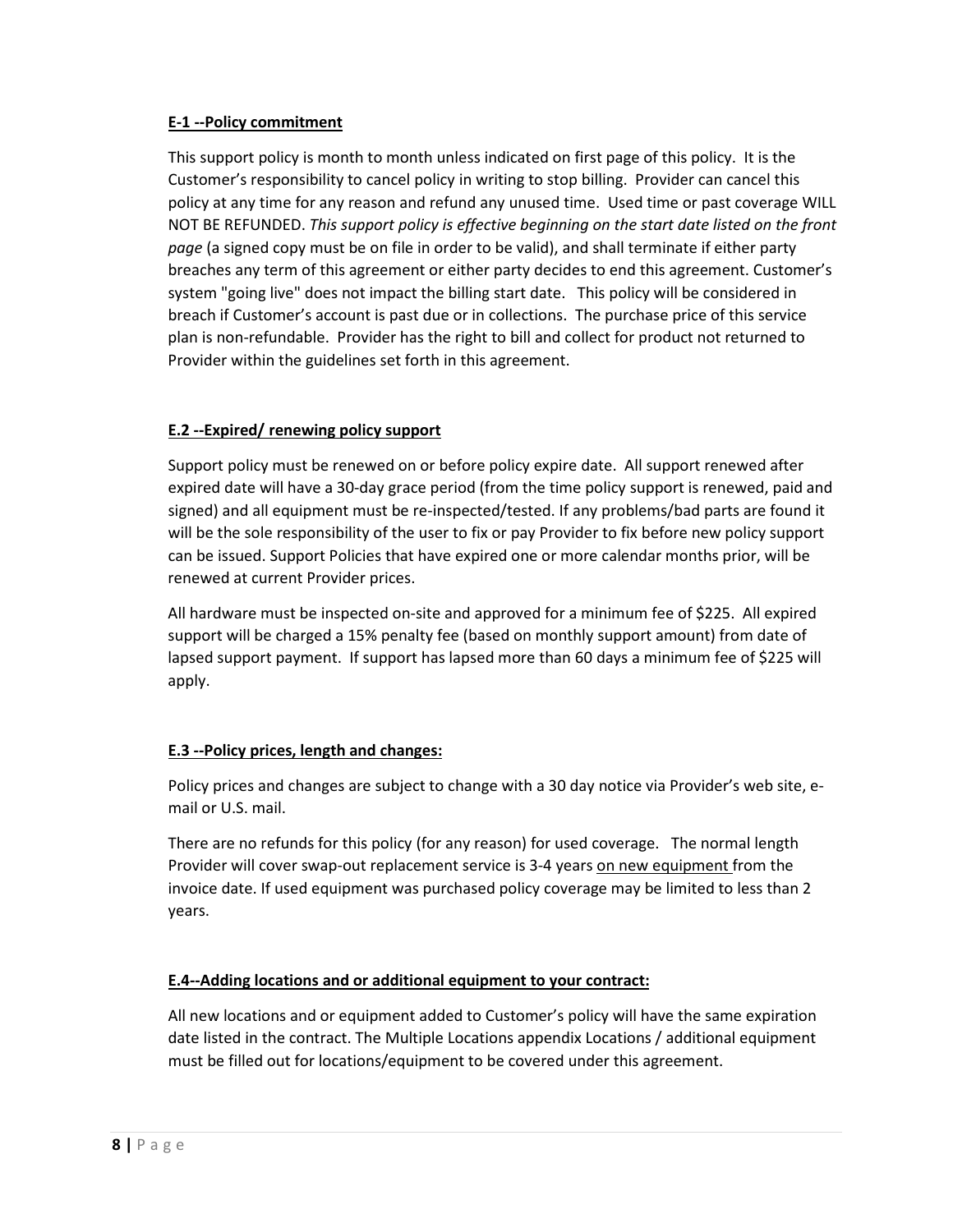**E-1 --Policy commitment**

This support policy is month to month unless indicated on first page of this policy. It is the Customer's responsibility to cancel policy in writing to stop billing. Provider can cancel this policy at any time for any reason and refund any unused time. Used time or past coverage WILL NOT BE REFUNDED. *This support policy is effective beginning on the start date listed on the front page* (a signed copy must be on file in order to be valid), and shall terminate if either party breaches any term of this agreement or either party decides to end this agreement. Customer's system "going live" does not impact the billing start date. This policy will be considered in breach if Customer's account is past due or in collections. The purchase price of this service plan is non-refundable. Provider has the right to bill and collect for product not returned to Provider within the guidelines set forth in this agreement.

**E.2 --Expired/ renewing policy support**

Support policy must be renewed on or before policy expire date. All support renewed after expired date will have a 30-day grace period (from the time policy support is renewed, paid and signed) and all equipment must be re-inspected/tested. If any problems/bad parts are found it will be the sole responsibility of the user to fix or pay Provider to fix before new policy support can be issued. Support Policies that have expired one or more calendar months prior, will be renewed at current Provider prices.

All hardware must be inspected on-site and approved for a minimum fee of $225. All expired support will be charged a 15% penalty fee (based on monthly support amount) from date of lapsed support payment. If support has lapsed more than 60 days a minimum fee of $225 will apply.

**E.3 --Policy prices, length and changes:**

Policy prices and changes are subject to change with a 30 day notice via Provider's web site, e-mail or U.S. mail.

There are no refunds for this policy (for any reason) for used coverage. The normal length Provider will cover swap-out replacement service is 3-4 years <u>on new equipment</u> from the invoice date. If used equipment was purchased policy coverage may be limited to less than 2 years.

**E.4--Adding locations and or additional equipment to your contract:**

All new locations and or equipment added to Customer's policy will have the same expiration date listed in the contract. The Multiple Locations appendix Locations / additional equipment must be filled out for locations/equipment to be covered under this agreement.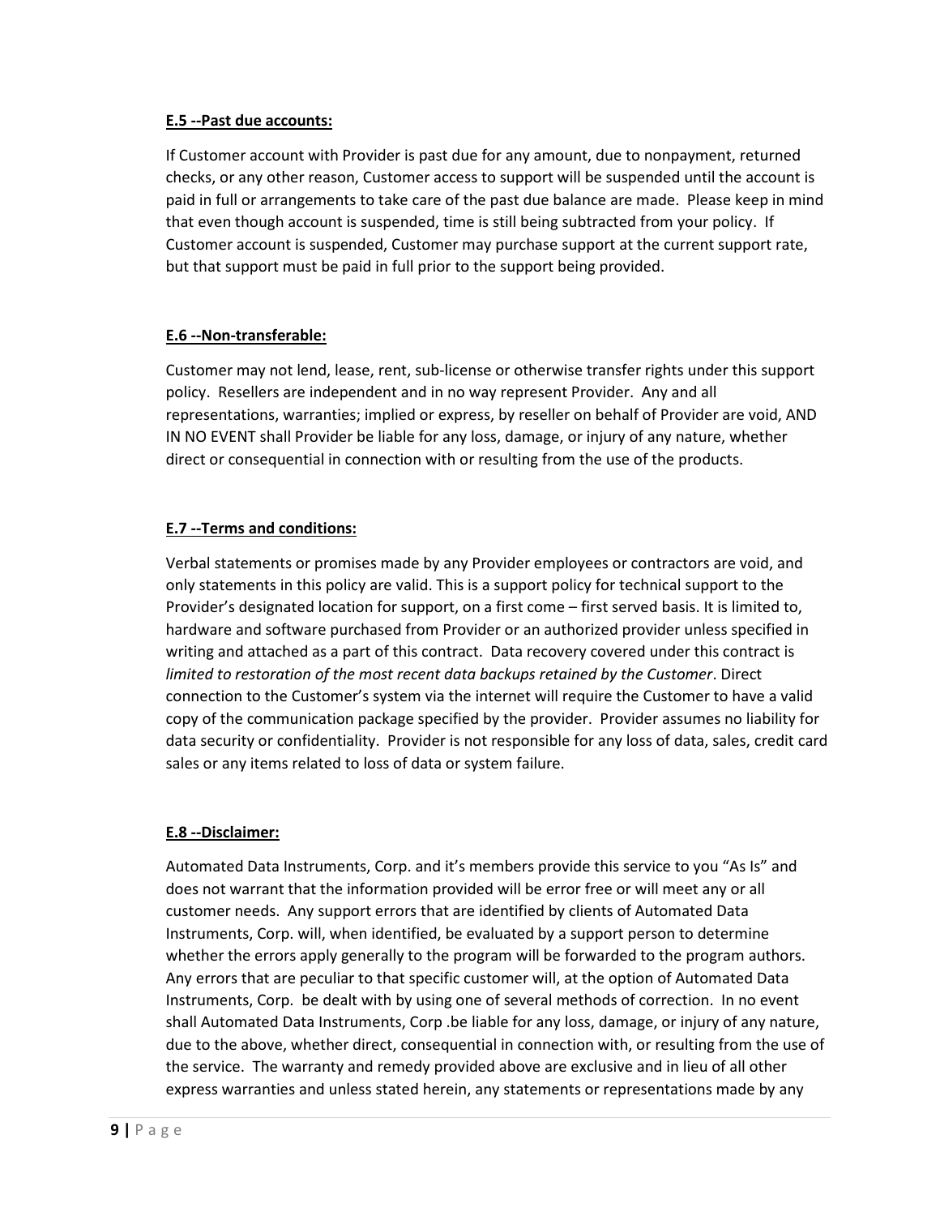**E.5 --Past due accounts:**

If Customer account with Provider is past due for any amount, due to nonpayment, returned checks, or any other reason, Customer access to support will be suspended until the account is paid in full or arrangements to take care of the past due balance are made. Please keep in mind that even though account is suspended, time is still being subtracted from your policy. If Customer account is suspended, Customer may purchase support at the current support rate, but that support must be paid in full prior to the support being provided.

**E.6 --Non-transferable:**

Customer may not lend, lease, rent, sub-license or otherwise transfer rights under this support policy. Resellers are independent and in no way represent Provider. Any and all representations, warranties; implied or express, by reseller on behalf of Provider are void, AND IN NO EVENT shall Provider be liable for any loss, damage, or injury of any nature, whether direct or consequential in connection with or resulting from the use of the products.

**E.7 --Terms and conditions:**

Verbal statements or promises made by any Provider employees or contractors are void, and only statements in this policy are valid. This is a support policy for technical support to the Provider's designated location for support, on a first come – first served basis. It is limited to, hardware and software purchased from Provider or an authorized provider unless specified in writing and attached as a part of this contract. Data recovery covered under this contract is *limited to restoration of the most recent data backups retained by the Customer*. Direct connection to the Customer's system via the internet will require the Customer to have a valid copy of the communication package specified by the provider. Provider assumes no liability for data security or confidentiality. Provider is not responsible for any loss of data, sales, credit card sales or any items related to loss of data or system failure.

**E.8 --Disclaimer:**

Automated Data Instruments, Corp. and it's members provide this service to you "As Is" and does not warrant that the information provided will be error free or will meet any or all customer needs. Any support errors that are identified by clients of Automated Data Instruments, Corp. will, when identified, be evaluated by a support person to determine whether the errors apply generally to the program will be forwarded to the program authors. Any errors that are peculiar to that specific customer will, at the option of Automated Data Instruments, Corp. be dealt with by using one of several methods of correction. In no event shall Automated Data Instruments, Corp .be liable for any loss, damage, or injury of any nature, due to the above, whether direct, consequential in connection with, or resulting from the use of the service. The warranty and remedy provided above are exclusive and in lieu of all other express warranties and unless stated herein, any statements or representations made by any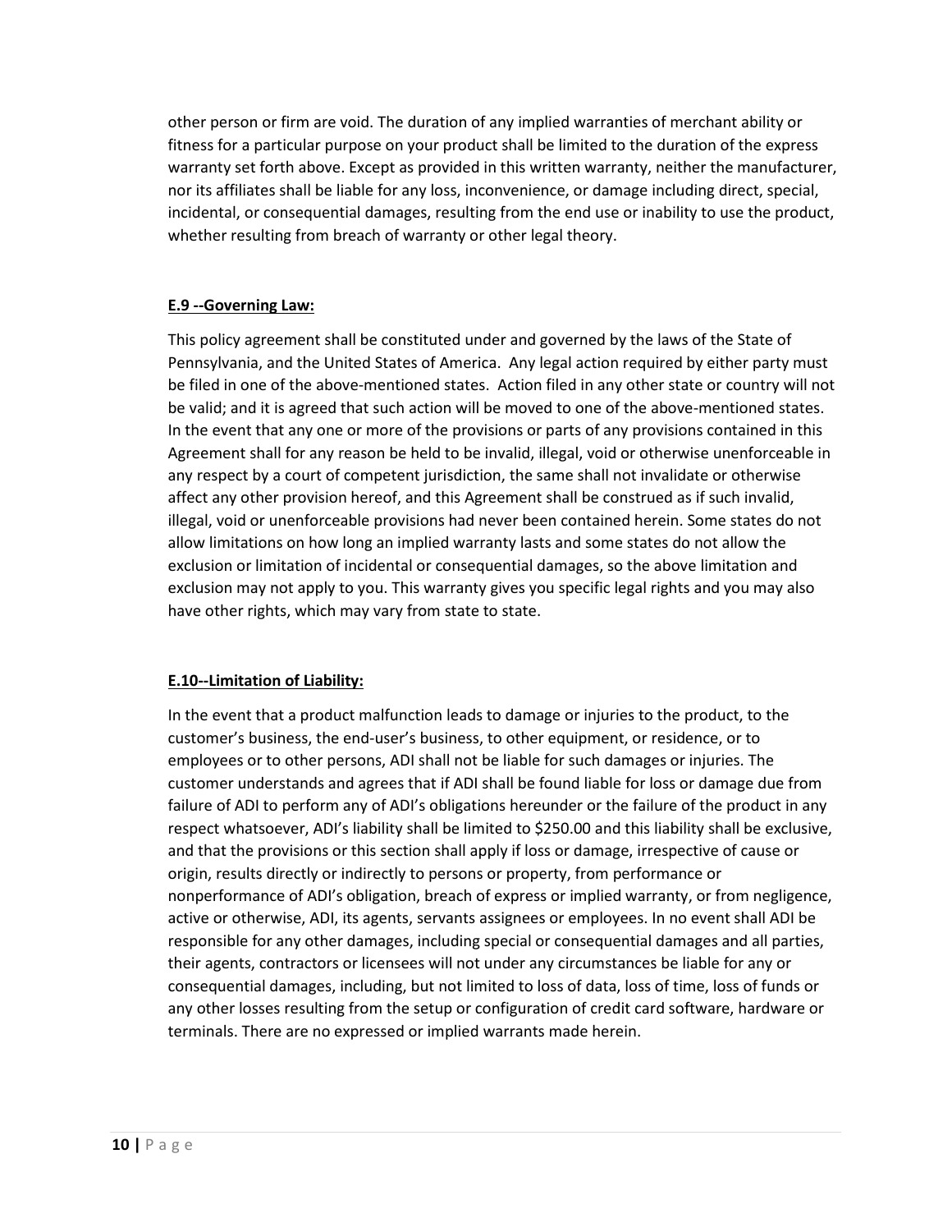other person or firm are void. The duration of any implied warranties of merchant ability or fitness for a particular purpose on your product shall be limited to the duration of the express warranty set forth above. Except as provided in this written warranty, neither the manufacturer, nor its affiliates shall be liable for any loss, inconvenience, or damage including direct, special, incidental, or consequential damages, resulting from the end use or inability to use the product, whether resulting from breach of warranty or other legal theory.

**E.9 --Governing Law:**

This policy agreement shall be constituted under and governed by the laws of the State of Pennsylvania, and the United States of America. Any legal action required by either party must be filed in one of the above-mentioned states. Action filed in any other state or country will not be valid; and it is agreed that such action will be moved to one of the above-mentioned states. In the event that any one or more of the provisions or parts of any provisions contained in this Agreement shall for any reason be held to be invalid, illegal, void or otherwise unenforceable in any respect by a court of competent jurisdiction, the same shall not invalidate or otherwise affect any other provision hereof, and this Agreement shall be construed as if such invalid, illegal, void or unenforceable provisions had never been contained herein. Some states do not allow limitations on how long an implied warranty lasts and some states do not allow the exclusion or limitation of incidental or consequential damages, so the above limitation and exclusion may not apply to you. This warranty gives you specific legal rights and you may also have other rights, which may vary from state to state.

**E.10--Limitation of Liability:**

In the event that a product malfunction leads to damage or injuries to the product, to the customer's business, the end-user's business, to other equipment, or residence, or to employees or to other persons, ADI shall not be liable for such damages or injuries. The customer understands and agrees that if ADI shall be found liable for loss or damage due from failure of ADI to perform any of ADI's obligations hereunder or the failure of the product in any respect whatsoever, ADI's liability shall be limited to $250.00 and this liability shall be exclusive, and that the provisions or this section shall apply if loss or damage, irrespective of cause or origin, results directly or indirectly to persons or property, from performance or nonperformance of ADI's obligation, breach of express or implied warranty, or from negligence, active or otherwise, ADI, its agents, servants assignees or employees. In no event shall ADI be responsible for any other damages, including special or consequential damages and all parties, their agents, contractors or licensees will not under any circumstances be liable for any or consequential damages, including, but not limited to loss of data, loss of time, loss of funds or any other losses resulting from the setup or configuration of credit card software, hardware or terminals. There are no expressed or implied warrants made herein.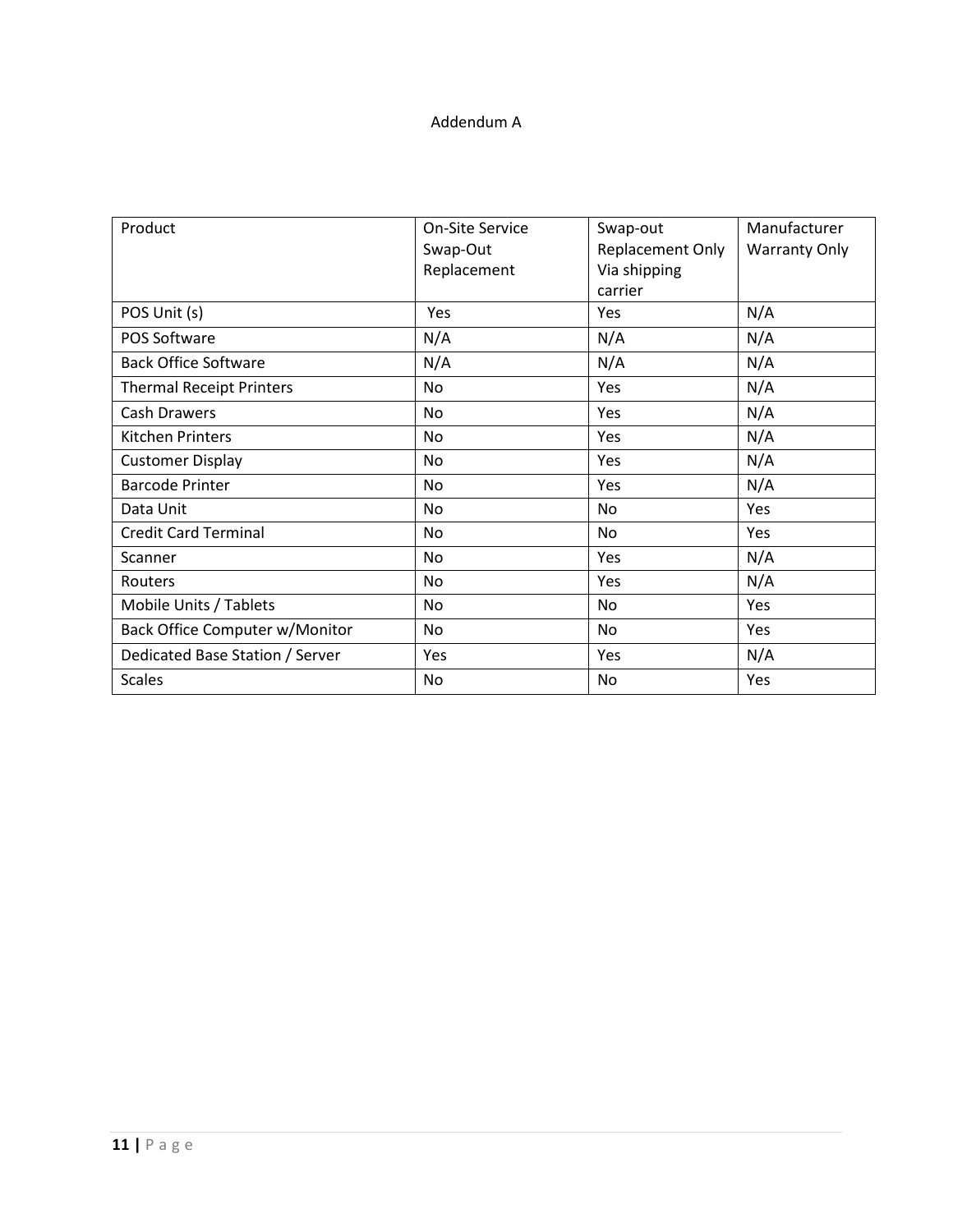Addendum A

| Product | On-Site Service Swap-Out Replacement | Swap-out Replacement Only Via shipping carrier | Manufacturer Warranty Only |
|---|---|---|---|
| POS Unit (s) | Yes | Yes | N/A |
| POS Software | N/A | N/A | N/A |
| Back Office Software | N/A | N/A | N/A |
| Thermal Receipt Printers | No | Yes | N/A |
| Cash Drawers | No | Yes | N/A |
| Kitchen Printers | No | Yes | N/A |
| Customer Display | No | Yes | N/A |
| Barcode Printer | No | Yes | N/A |
| Data Unit | No | No | Yes |
| Credit Card Terminal | No | No | Yes |
| Scanner | No | Yes | N/A |
| Routers | No | Yes | N/A |
| Mobile Units / Tablets | No | No | Yes |
| Back Office Computer w/Monitor | No | No | Yes |
| Dedicated Base Station / Server | Yes | Yes | N/A |
| Scales | No | No | Yes |